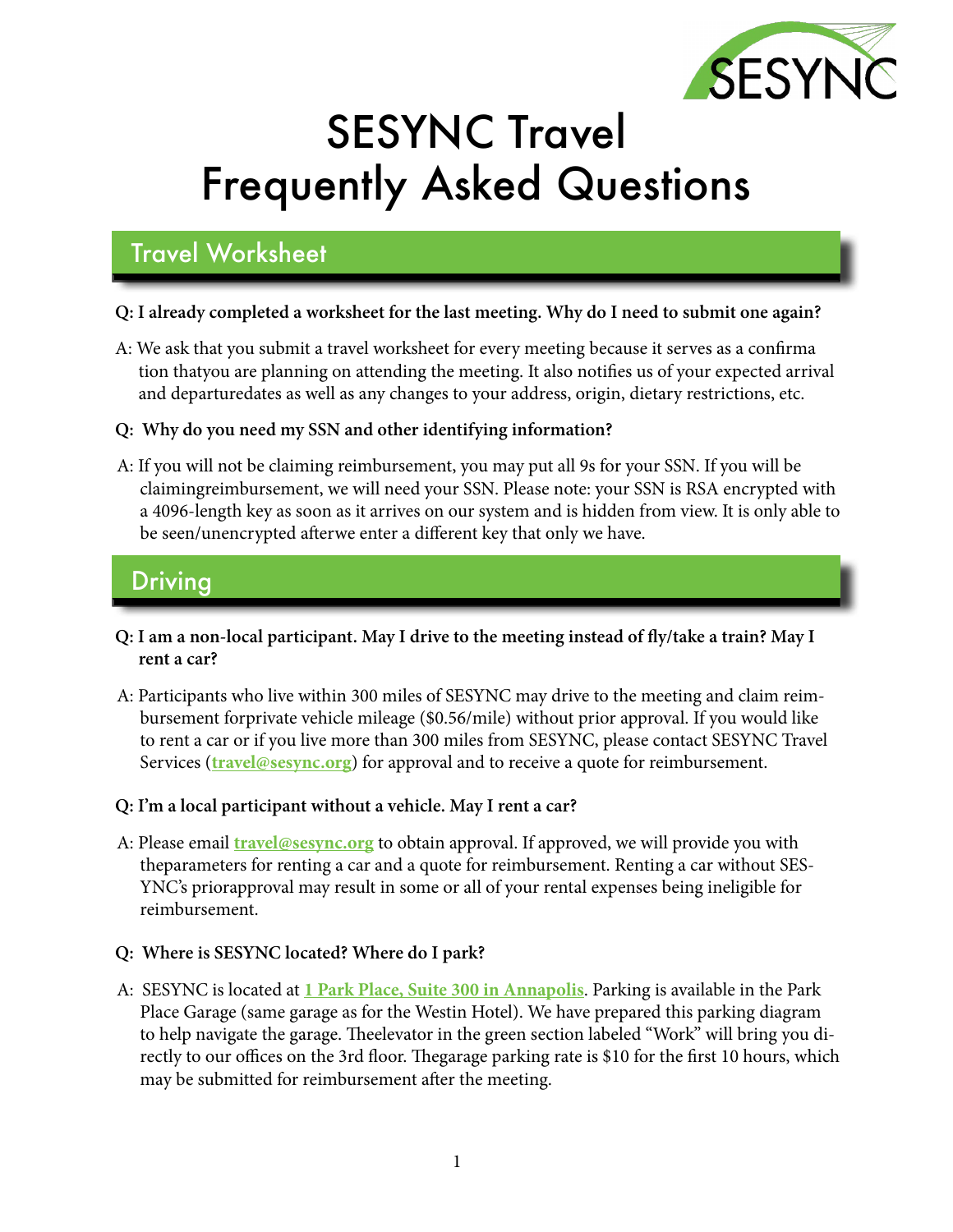# SESYNC Travel Frequently Asked Questions

## Travel Worksheet

**Q: I already completed a worksheet for the last meeting. Why do I need to submit one again?**

A: We ask that you submit a travel worksheet for every meeting because it serves as a confirma tion thatyou are planning on attending the meeting. It also notifies us of your expected arrival and departuredates as well as any changes to your address, origin, dietary restrictions, etc.

**Q: Why do you need my SSN and other identifying information?**

A: If you will not be claiming reimbursement, you may put all 9s for your SSN. If you will be claimingreimbursement, we will need your SSN. Please note: your SSN is RSA encrypted with a 4096-length key as soon as it arrives on our system and is hidden from view. It is only able to be seen/unencrypted afterwe enter a different key that only we have.

## Driving

**Q: I am a non-local participant. May I drive to the meeting instead of fly/take a train? May I rent a car?**

A: Participants who live within 300 miles of SESYNC may drive to the meeting and claim reimbursement forprivate vehicle mileage ($0.56/mile) without prior approval. If you would like to rent a car or if you live more than 300 miles from SESYNC, please contact SESYNC Travel Services (**travel@sesync.org**) for approval and to receive a quote for reimbursement.

**Q: I'm a local participant without a vehicle. May I rent a car?**

A: Please email **travel@sesync.org** to obtain approval. If approved, we will provide you with theparameters for renting a car and a quote for reimbursement. Renting a car without SESYNC's priorapproval may result in some or all of your rental expenses being ineligible for reimbursement.

**Q: Where is SESYNC located? Where do I park?**

A: SESYNC is located at **1 Park Place, Suite 300 in Annapolis**. Parking is available in the Park Place Garage (same garage as for the Westin Hotel). We have prepared this parking diagram to help navigate the garage. Theelevator in the green section labeled "Work" will bring you directly to our offices on the 3rd floor. Thegarage parking rate is $10 for the first 10 hours, which may be submitted for reimbursement after the meeting.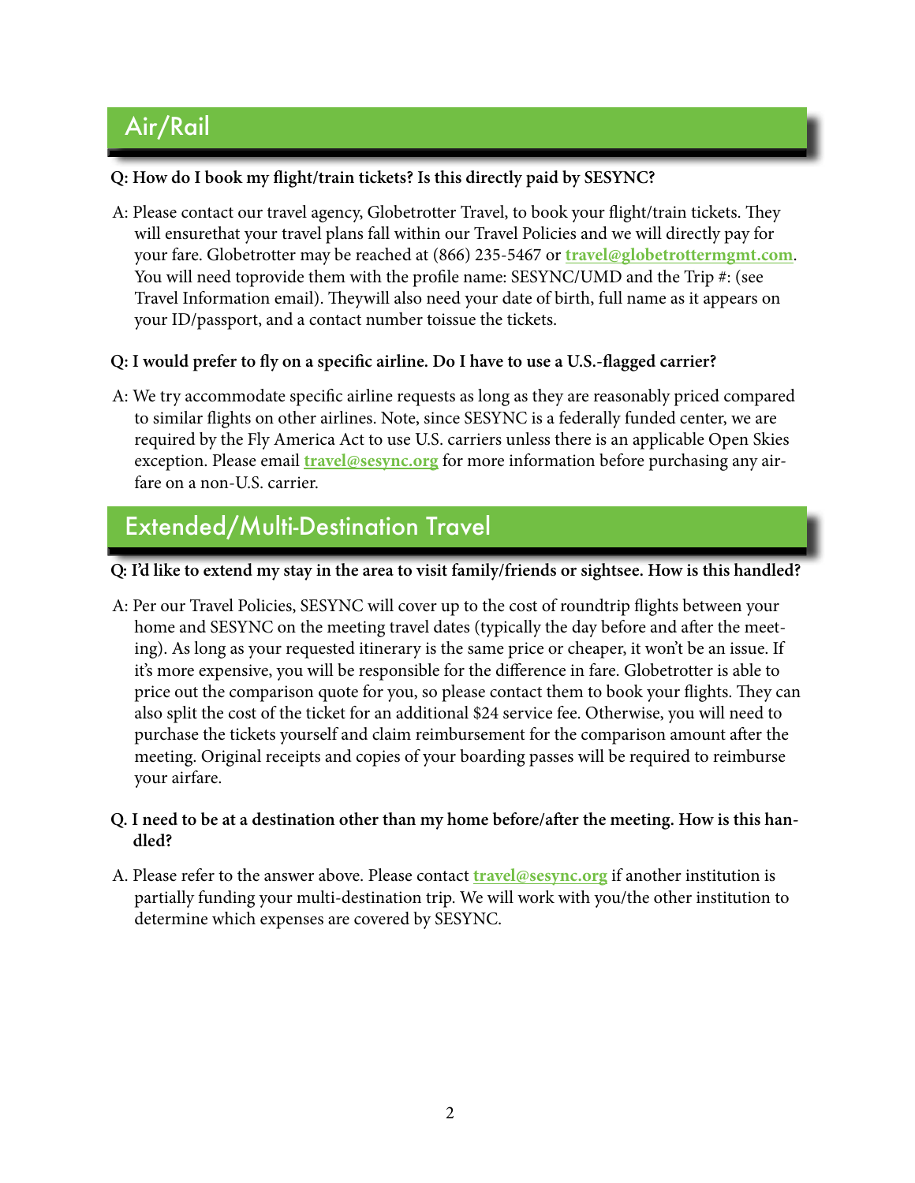## Air/Rail

**Q: How do I book my flight/train tickets? Is this directly paid by SESYNC?**

A: Please contact our travel agency, Globetrotter Travel, to book your flight/train tickets. They will ensurethat your travel plans fall within our Travel Policies and we will directly pay for your fare. Globetrotter may be reached at (866) 235-5467 or **travel@globetrottermgmt.com**. You will need toprovide them with the profile name: SESYNC/UMD and the Trip #: (see Travel Information email). Theywill also need your date of birth, full name as it appears on your ID/passport, and a contact number toissue the tickets.

**Q: I would prefer to fly on a specific airline. Do I have to use a U.S.-flagged carrier?**

A: We try accommodate specific airline requests as long as they are reasonably priced compared to similar flights on other airlines. Note, since SESYNC is a federally funded center, we are required by the Fly America Act to use U.S. carriers unless there is an applicable Open Skies exception. Please email **travel@sesync.org** for more information before purchasing any airfare on a non-U.S. carrier.

## Extended/Multi-Destination Travel

**Q: I'd like to extend my stay in the area to visit family/friends or sightsee. How is this handled?**

A: Per our Travel Policies, SESYNC will cover up to the cost of roundtrip flights between your home and SESYNC on the meeting travel dates (typically the day before and after the meeting). As long as your requested itinerary is the same price or cheaper, it won't be an issue. If it's more expensive, you will be responsible for the difference in fare. Globetrotter is able to price out the comparison quote for you, so please contact them to book your flights. They can also split the cost of the ticket for an additional $24 service fee. Otherwise, you will need to purchase the tickets yourself and claim reimbursement for the comparison amount after the meeting. Original receipts and copies of your boarding passes will be required to reimburse your airfare.

**Q. I need to be at a destination other than my home before/after the meeting. How is this handled?**

A. Please refer to the answer above. Please contact **travel@sesync.org** if another institution is partially funding your multi-destination trip. We will work with you/the other institution to determine which expenses are covered by SESYNC.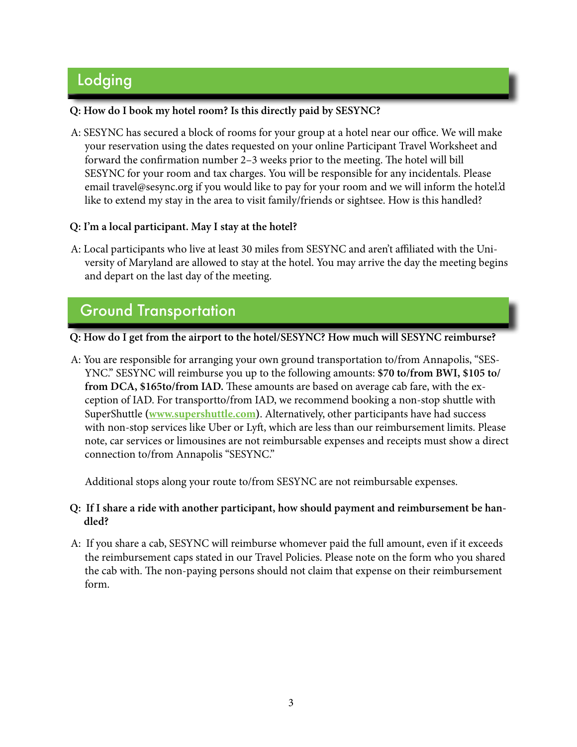## Lodging

**Q: How do I book my hotel room? Is this directly paid by SESYNC?**

A: SESYNC has secured a block of rooms for your group at a hotel near our office. We will make your reservation using the dates requested on your online Participant Travel Worksheet and forward the confirmation number 2–3 weeks prior to the meeting. The hotel will bill SESYNC for your room and tax charges. You will be responsible for any incidentals. Please email travel@sesync.org if you would like to pay for your room and we will inform the hotel.'d like to extend my stay in the area to visit family/friends or sightsee. How is this handled?

**Q: I'm a local participant. May I stay at the hotel?**

A: Local participants who live at least 30 miles from SESYNC and aren't affiliated with the University of Maryland are allowed to stay at the hotel. You may arrive the day the meeting begins and depart on the last day of the meeting.

## Ground Transportation

**Q: How do I get from the airport to the hotel/SESYNC? How much will SESYNC reimburse?**

A: You are responsible for arranging your own ground transportation to/from Annapolis, "SESYNC." SESYNC will reimburse you up to the following amounts: **$70 to/from BWI, $105 to/from DCA, $165to/from IAD.** These amounts are based on average cab fare, with the exception of IAD. For transportto/from IAD, we recommend booking a non-stop shuttle with SuperShuttle (**[www.supershuttle.com](http://www.supershuttle.com)**). Alternatively, other participants have had success with non-stop services like Uber or Lyft, which are less than our reimbursement limits. Please note, car services or limousines are not reimbursable expenses and receipts must show a direct connection to/from Annapolis "SESYNC."

Additional stops along your route to/from SESYNC are not reimbursable expenses.

**Q: If I share a ride with another participant, how should payment and reimbursement be handled?**

A: If you share a cab, SESYNC will reimburse whomever paid the full amount, even if it exceeds the reimbursement caps stated in our Travel Policies. Please note on the form who you shared the cab with. The non-paying persons should not claim that expense on their reimbursement form.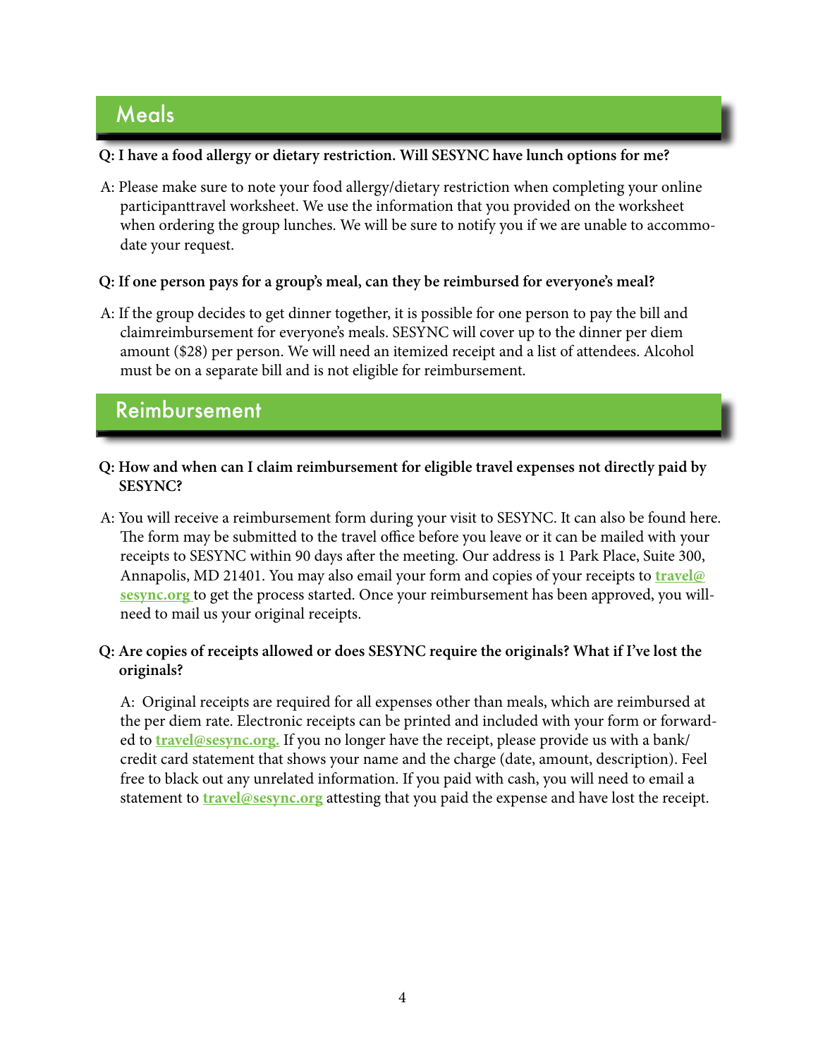## Meals

**Q: I have a food allergy or dietary restriction. Will SESYNC have lunch options for me?**

A: Please make sure to note your food allergy/dietary restriction when completing your online participanttravel worksheet. We use the information that you provided on the worksheet when ordering the group lunches. We will be sure to notify you if we are unable to accommodate your request.

**Q: If one person pays for a group's meal, can they be reimbursed for everyone's meal?**

A: If the group decides to get dinner together, it is possible for one person to pay the bill and claimreimbursement for everyone's meals. SESYNC will cover up to the dinner per diem amount ($28) per person. We will need an itemized receipt and a list of attendees. Alcohol must be on a separate bill and is not eligible for reimbursement.

## Reimbursement

**Q: How and when can I claim reimbursement for eligible travel expenses not directly paid by SESYNC?**

A: You will receive a reimbursement form during your visit to SESYNC. It can also be found here. The form may be submitted to the travel office before you leave or it can be mailed with your receipts to SESYNC within 90 days after the meeting. Our address is 1 Park Place, Suite 300, Annapolis, MD 21401. You may also email your form and copies of your receipts to **travel@sesync.org** to get the process started. Once your reimbursement has been approved, you willneed to mail us your original receipts.

**Q: Are copies of receipts allowed or does SESYNC require the originals? What if I've lost the originals?**

A: Original receipts are required for all expenses other than meals, which are reimbursed at the per diem rate. Electronic receipts can be printed and included with your form or forwarded to **travel@sesync.org.** If you no longer have the receipt, please provide us with a bank/credit card statement that shows your name and the charge (date, amount, description). Feel free to black out any unrelated information. If you paid with cash, you will need to email a statement to **travel@sesync.org** attesting that you paid the expense and have lost the receipt.